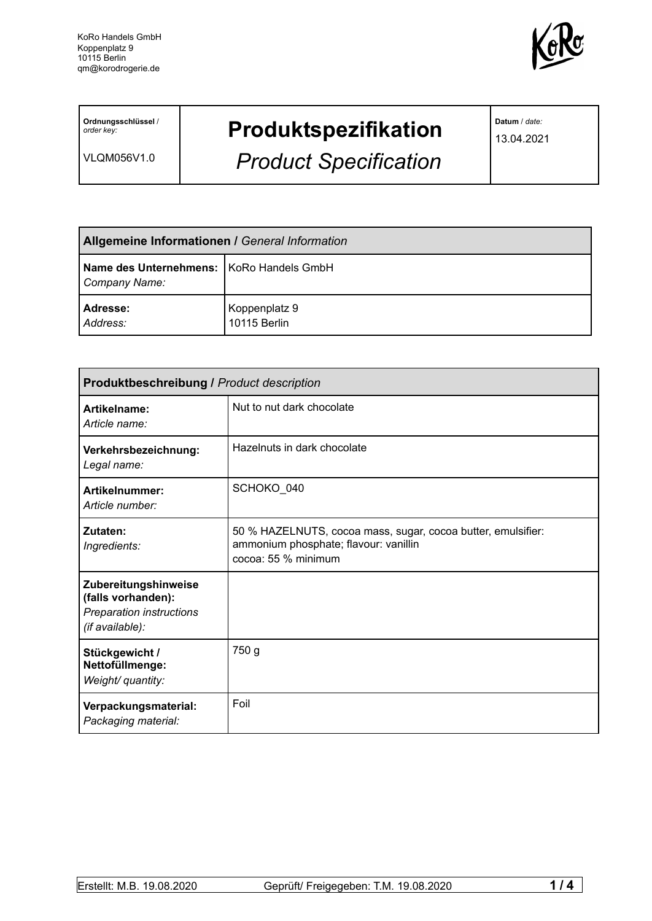KoRo Handels GmbH
Koppenplatz 9
10115 Berlin
qm@korodrogerie.de

| **Ordnungsschlüssel** / *order key:* VLQM056V1.0 | **Produktspezifikation** *Product Specification* | **Datum** / *date:* 13.04.2021 |
|---|---|---|

| **Allgemeine Informationen /** *General Information* | |
|---|---|
| **Name des Unternehmens:** *Company Name:* | KoRo Handels GmbH |
| **Adresse:** *Address:* | Koppenplatz 9 10115 Berlin |

| **Produktbeschreibung /** *Product description* | |
|---|---|
| **Artikelname:** *Article name:* | Nut to nut dark chocolate |
| **Verkehrsbezeichnung:** *Legal name:* | Hazelnuts in dark chocolate |
| **Artikelnummer:** *Article number:* | SCHOKO_040 |
| **Zutaten:** *Ingredients:* | 50 % HAZELNUTS, cocoa mass, sugar, cocoa butter, emulsifier: ammonium phosphate; flavour: vanillin cocoa: 55 % minimum |
| **Zubereitungshinweise (falls vorhanden):** *Preparation instructions (if available):* | |
| **Stückgewicht / Nettofüllmenge:** *Weight/ quantity:* | 750 g |
| **Verpackungsmaterial:** *Packaging material:* | Foil |

Erstellt: M.B. 19.08.2020 Geprüft/ Freigegeben: T.M. 19.08.2020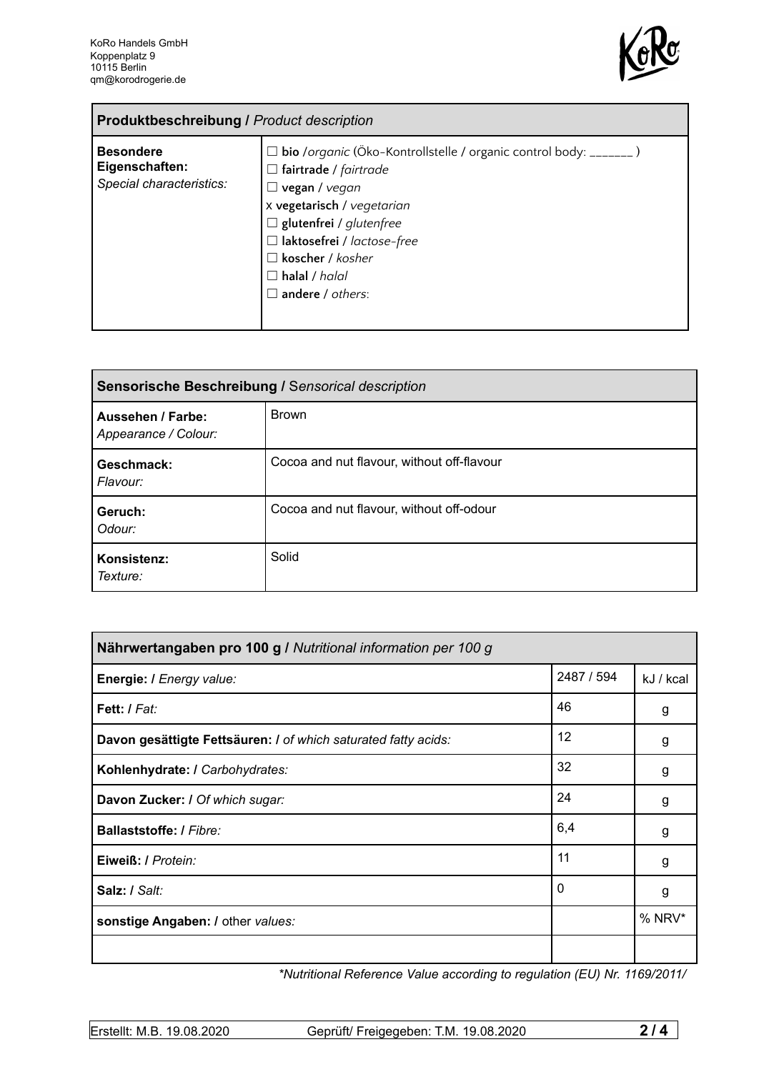KoRo Handels GmbH
Koppenplatz 9
10115 Berlin
qm@korodrogerie.de

| **Produktbeschreibung /** *Product description* | |
|---|---|
| **Besondere Eigenschaften:** *Special characteristics:* | ☐ **bio** /*organic* (Öko-Kontrollstelle / organic control body: _______ )<br>☐ **fairtrade** / *fairtrade*<br>☐ **vegan** / *vegan*<br>x **vegetarisch** / *vegetarian*<br>☐ **glutenfrei** / *glutenfree*<br>☐ **laktosefrei** / *lactose-free*<br>☐ **koscher** / *kosher*<br>☐ **halal** / *halal*<br>☐ **andere** / *others*: |

| **Sensorische Beschreibung /** *Sensorical description* | |
|---|---|
| **Aussehen / Farbe:** *Appearance / Colour:* | Brown |
| **Geschmack:** *Flavour:* | Cocoa and nut flavour, without off-flavour |
| **Geruch:** *Odour:* | Cocoa and nut flavour, without off-odour |
| **Konsistenz:** *Texture:* | Solid |

| **Nährwertangaben pro 100 g /** *Nutritional information per 100 g* | | |
|---|---|---|
| **Energie: /** *Energy value:* | 2487 / 594 | kJ / kcal |
| **Fett: /** *Fat:* | 46 | g |
| **Davon gesättigte Fettsäuren: /** *of which saturated fatty acids:* | 12 | g |
| **Kohlenhydrate: /** *Carbohydrates:* | 32 | g |
| **Davon Zucker: /** *Of which sugar:* | 24 | g |
| **Ballaststoffe: /** *Fibre:* | 6,4 | g |
| **Eiweiß: /** *Protein:* | 11 | g |
| **Salz: /** *Salt:* | 0 | g |
| **sonstige Angaben: /** other *values:* | | % NRV* |
| | | |

*\*Nutritional Reference Value according to regulation (EU) Nr. 1169/2011/*

Erstellt: M.B. 19.08.2020 Geprüft/ Freigegeben: T.M. 19.08.2020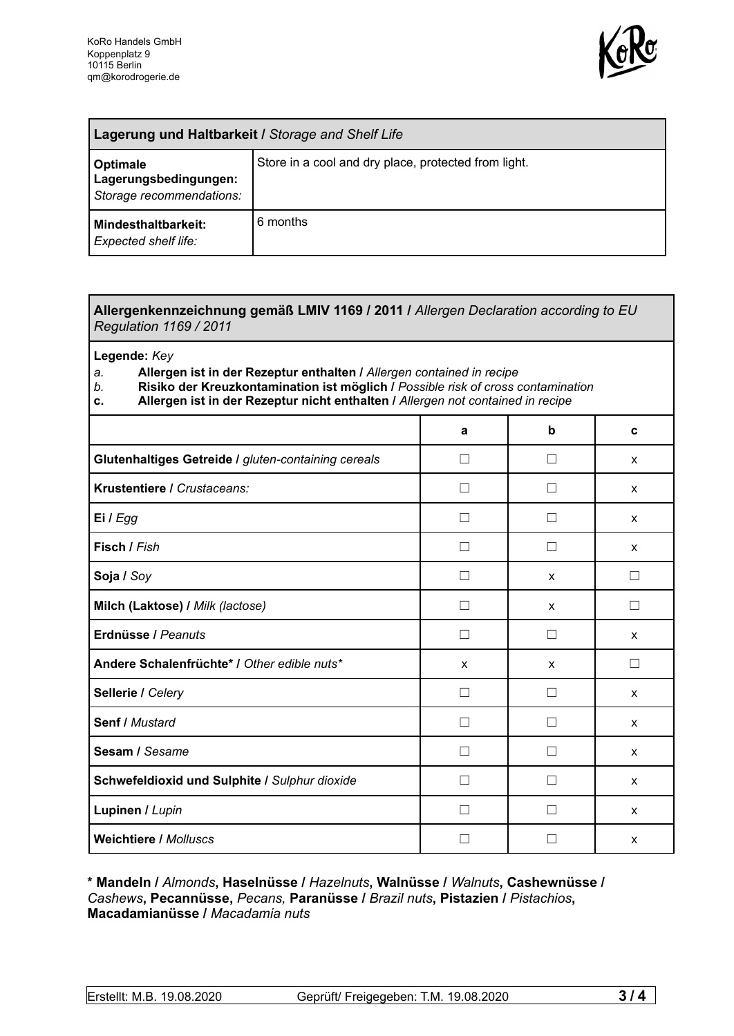| **Lagerung und Haltbarkeit /** *Storage and Shelf Life* | |
|---|---|
| **Optimale Lagerungsbedingungen:** *Storage recommendations:* | Store in a cool and dry place, protected from light. |
| **Mindesthaltbarkeit:** *Expected shelf life:* | 6 months |

**Allergenkennzeichnung gemäß LMIV 1169 / 2011 /** *Allergen Declaration according to EU Regulation 1169 / 2011*

**Legende:** *Key*

*a.* **Allergen ist in der Rezeptur enthalten /** *Allergen contained in recipe*
*b.* **Risiko der Kreuzkontamination ist möglich /** *Possible risk of cross contamination*
**c.** **Allergen ist in der Rezeptur nicht enthalten /** *Allergen not contained in recipe*

| | a | b | c |
|---|---|---|---|
| **Glutenhaltiges Getreide /** *gluten-containing cereals* | ☐ | ☐ | x |
| **Krustentiere /** *Crustaceans:* | ☐ | ☐ | x |
| **Ei /** *Egg* | ☐ | ☐ | x |
| **Fisch /** *Fish* | ☐ | ☐ | x |
| **Soja /** *Soy* | ☐ | x | ☐ |
| **Milch (Laktose) /** *Milk (lactose)* | ☐ | x | ☐ |
| **Erdnüsse /** *Peanuts* | ☐ | ☐ | x |
| **Andere Schalenfrüchte* /** *Other edible nuts** | x | x | ☐ |
| **Sellerie /** *Celery* | ☐ | ☐ | x |
| **Senf /** *Mustard* | ☐ | ☐ | x |
| **Sesam /** *Sesame* | ☐ | ☐ | x |
| **Schwefeldioxid und Sulphite /** *Sulphur dioxide* | ☐ | ☐ | x |
| **Lupinen /** *Lupin* | ☐ | ☐ | x |
| **Weichtiere /** *Molluscs* | ☐ | ☐ | x |

**\* Mandeln /** *Almonds***, Haselnüsse /** *Hazelnuts***, Walnüsse /** *Walnuts***, Cashewnüsse /** *Cashews***, Pecannüsse,** *Pecans,* **Paranüsse /** *Brazil nuts***, Pistazien /** *Pistachios***, Macadamianüsse /** *Macadamia nuts*

Erstellt: M.B. 19.08.2020 | Geprüft/ Freigegeben: T.M. 19.08.2020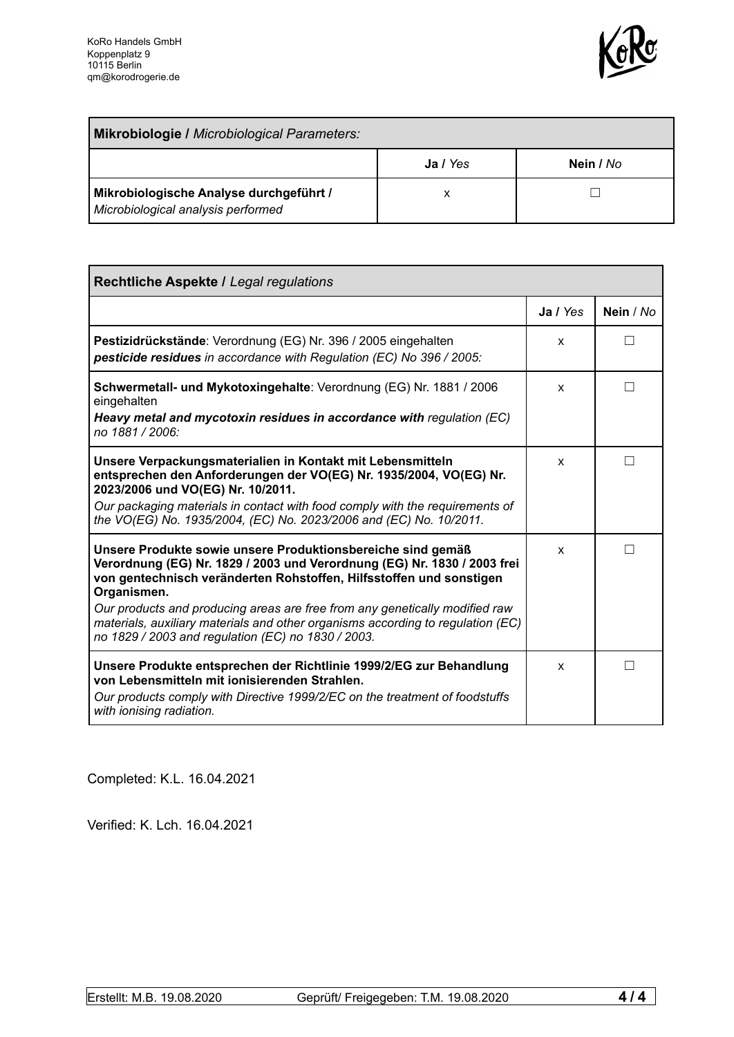| **Mikrobiologie /** *Microbiological Parameters:* | | |
|---|---|---|
| | **Ja /** *Yes* | **Nein /** *No* |
| **Mikrobiologische Analyse durchgeführt /** *Microbiological analysis performed* | x | ☐ |

| **Rechtliche Aspekte /** *Legal regulations* | | |
|---|---|---|
| | **Ja /** *Yes* | **Nein** / *No* |
| **Pestizidrückstände**: Verordnung (EG) Nr. 396 / 2005 eingehalten ***pesticide residues*** *in accordance with Regulation (EC) No 396 / 2005:* | x | ☐ |
| **Schwermetall- und Mykotoxingehalte**: Verordnung (EG) Nr. 1881 / 2006 eingehalten ***Heavy metal and mycotoxin residues in accordance with*** *regulation (EC) no 1881 / 2006:* | x | ☐ |
| **Unsere Verpackungsmaterialien in Kontakt mit Lebensmitteln entsprechen den Anforderungen der VO(EG) Nr. 1935/2004, VO(EG) Nr. 2023/2006 und VO(EG) Nr. 10/2011.** *Our packaging materials in contact with food comply with the requirements of the VO(EG) No. 1935/2004, (EC) No. 2023/2006 and (EC) No. 10/2011.* | x | ☐ |
| **Unsere Produkte sowie unsere Produktionsbereiche sind gemäß Verordnung (EG) Nr. 1829 / 2003 und Verordnung (EG) Nr. 1830 / 2003 frei von gentechnisch veränderten Rohstoffen, Hilfsstoffen und sonstigen Organismen.** *Our products and producing areas are free from any genetically modified raw materials, auxiliary materials and other organisms according to regulation (EC) no 1829 / 2003 and regulation (EC) no 1830 / 2003.* | x | ☐ |
| **Unsere Produkte entsprechen der Richtlinie 1999/2/EG zur Behandlung von Lebensmitteln mit ionisierenden Strahlen.** *Our products comply with Directive 1999/2/EC on the treatment of foodstuffs with ionising radiation.* | x | ☐ |

Completed: K.L. 16.04.2021

Verified: K. Lch. 16.04.2021